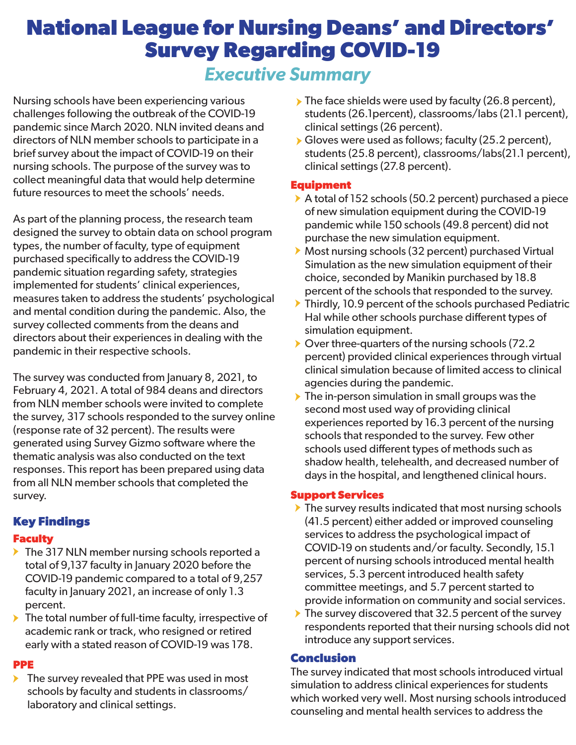# National League for Nursing Deans' and Directors' Survey Regarding COVID-19

## *Executive Summary*

Nursing schools have been experiencing various challenges following the outbreak of the COVID-19 pandemic since March 2020. NLN invited deans and directors of NLN member schools to participate in a brief survey about the impact of COVID-19 on their nursing schools. The purpose of the survey was to collect meaningful data that would help determine future resources to meet the schools' needs.

As part of the planning process, the research team designed the survey to obtain data on school program types, the number of faculty, type of equipment purchased specifically to address the COVID-19 pandemic situation regarding safety, strategies implemented for students' clinical experiences, measures taken to address the students' psychological and mental condition during the pandemic. Also, the survey collected comments from the deans and directors about their experiences in dealing with the pandemic in their respective schools.

The survey was conducted from January 8, 2021, to February 4, 2021. A total of 984 deans and directors from NLN member schools were invited to complete the survey, 317 schools responded to the survey online (response rate of 32 percent). The results were generated using Survey Gizmo software where the thematic analysis was also conducted on the text responses. This report has been prepared using data from all NLN member schools that completed the survey.

## Key Findings

### Faculty

- The 317 NLN member nursing schools reported a total of 9,137 faculty in January 2020 before the COVID-19 pandemic compared to a total of 9,257 faculty in January 2021, an increase of only 1.3 percent.
- The total number of full-time faculty, irrespective of academic rank or track, who resigned or retired early with a stated reason of COVID-19 was 178.

### PPE

- The survey revealed that PPE was used in most schools by faculty and students in classrooms/ laboratory and clinical settings.
- The face shields were used by faculty (26.8 percent), students (26.1percent), classrooms/labs (21.1 percent), clinical settings (26 percent).
- Gloves were used as follows; faculty (25.2 percent), students (25.8 percent), classrooms/labs(21.1 percent), clinical settings (27.8 percent).

### Equipment

- A total of 152 schools (50.2 percent) purchased a piece of new simulation equipment during the COVID-19 pandemic while 150 schools (49.8 percent) did not purchase the new simulation equipment.
- Most nursing schools (32 percent) purchased Virtual Simulation as the new simulation equipment of their choice, seconded by Manikin purchased by 18.8 percent of the schools that responded to the survey.
- Thirdly, 10.9 percent of the schools purchased Pediatric Hal while other schools purchase different types of simulation equipment.
- Over three-quarters of the nursing schools (72.2 percent) provided clinical experiences through virtual clinical simulation because of limited access to clinical agencies during the pandemic.
- The in-person simulation in small groups was the second most used way of providing clinical experiences reported by 16.3 percent of the nursing schools that responded to the survey. Few other schools used different types of methods such as shadow health, telehealth, and decreased number of days in the hospital, and lengthened clinical hours.

### Support Services

- The survey results indicated that most nursing schools (41.5 percent) either added or improved counseling services to address the psychological impact of COVID-19 on students and/or faculty. Secondly, 15.1 percent of nursing schools introduced mental health services, 5.3 percent introduced health safety committee meetings, and 5.7 percent started to provide information on community and social services.
- The survey discovered that 32.5 percent of the survey respondents reported that their nursing schools did not introduce any support services.

## Conclusion

The survey indicated that most schools introduced virtual simulation to address clinical experiences for students which worked very well. Most nursing schools introduced counseling and mental health services to address the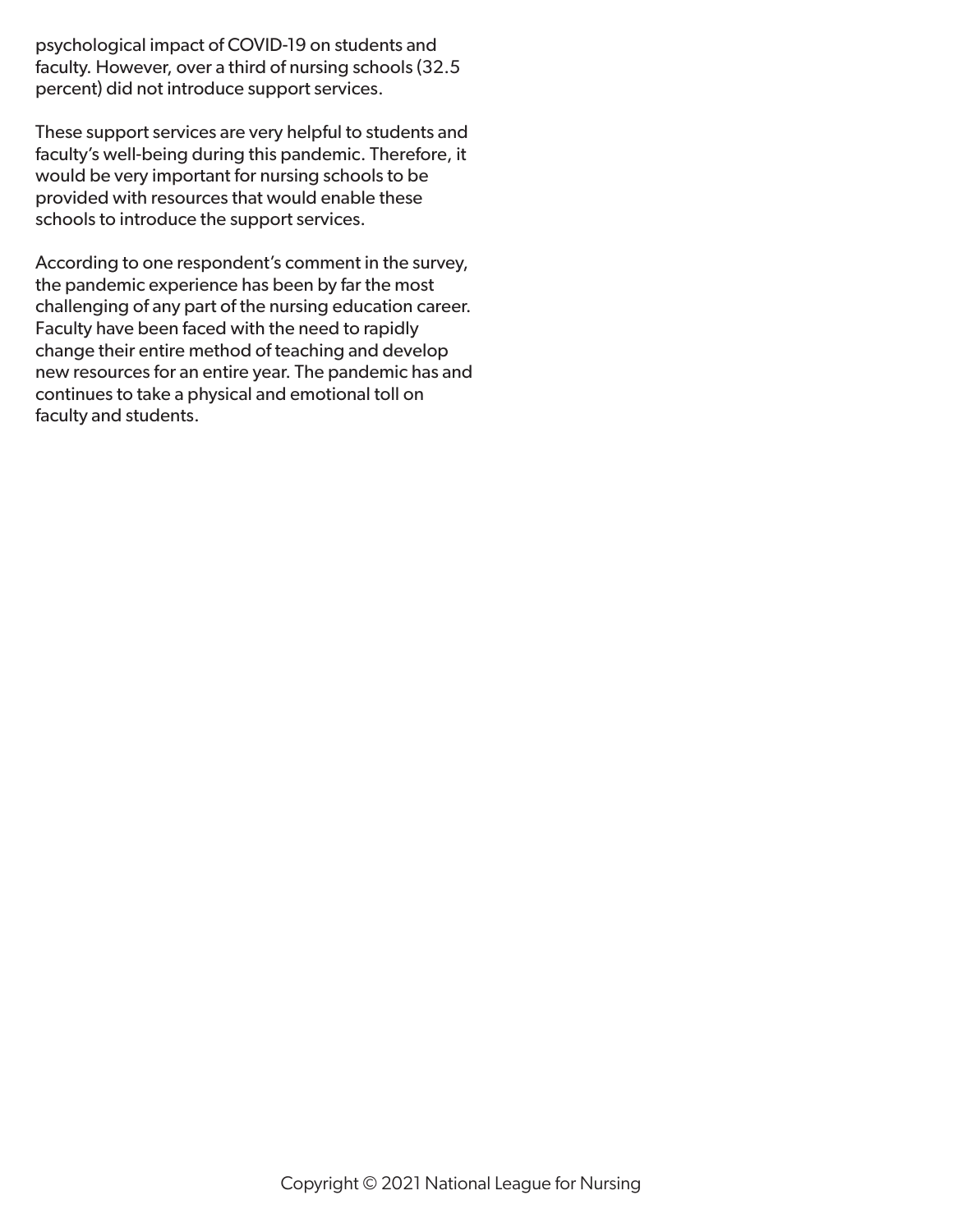psychological impact of COVID-19 on students and faculty. However, over a third of nursing schools (32.5 percent) did not introduce support services.

These support services are very helpful to students and faculty's well-being during this pandemic. Therefore, it would be very important for nursing schools to be provided with resources that would enable these schools to introduce the support services.

According to one respondent's comment in the survey, the pandemic experience has been by far the most challenging of any part of the nursing education career. Faculty have been faced with the need to rapidly change their entire method of teaching and develop new resources for an entire year. The pandemic has and continues to take a physical and emotional toll on faculty and students.